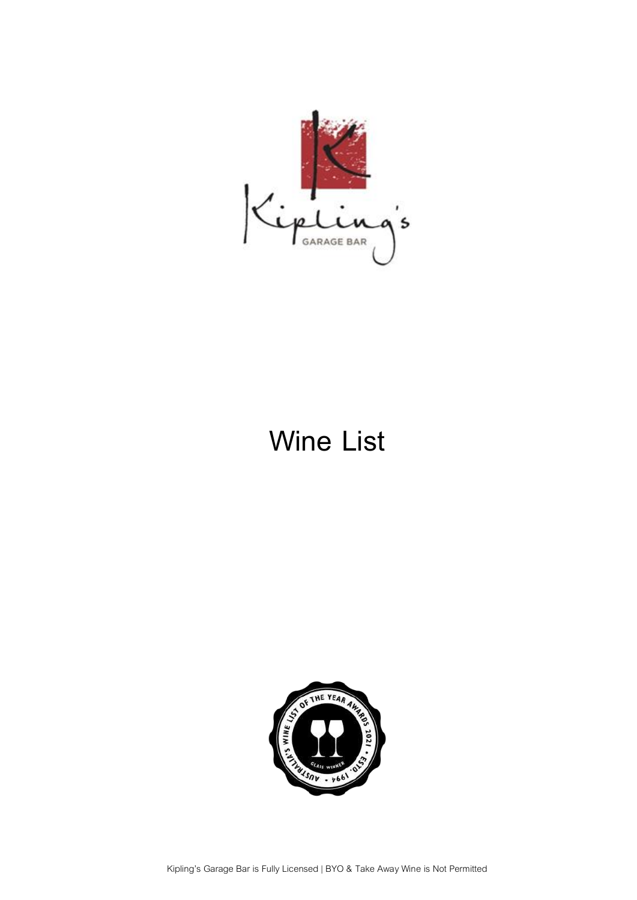# Wine List

Kipling's Garage Bar is Fully Licensed | BYO & Take Away Wine is Not Permitted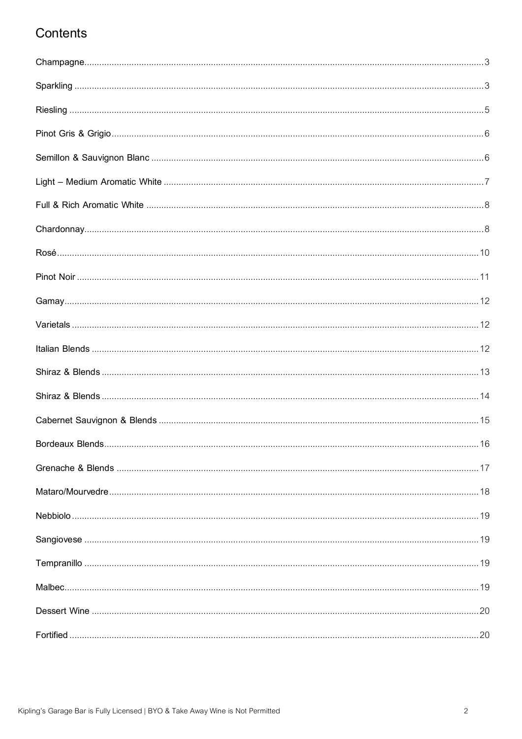# Contents

- Champagne ........ 3
- Sparkling ........ 3
- Riesling ........ 5
- Pinot Gris & Grigio ........ 6
- Semillon & Sauvignon Blanc ........ 6
- Light – Medium Aromatic White ........ 7
- Full & Rich Aromatic White ........ 8
- Chardonnay ........ 8
- Rosé ........ 10
- Pinot Noir ........ 11
- Gamay ........ 12
- Varietals ........ 12
- Italian Blends ........ 12
- Shiraz & Blends ........ 13
- Shiraz & Blends ........ 14
- Cabernet Sauvignon & Blends ........ 15
- Bordeaux Blends ........ 16
- Grenache & Blends ........ 17
- Mataro/Mourvedre ........ 18
- Nebbiolo ........ 19
- Sangiovese ........ 19
- Tempranillo ........ 19
- Malbec ........ 19
- Dessert Wine ........ 20
- Fortified ........ 20

Kipling's Garage Bar is Fully Licensed | BYO & Take Away Wine is Not Permitted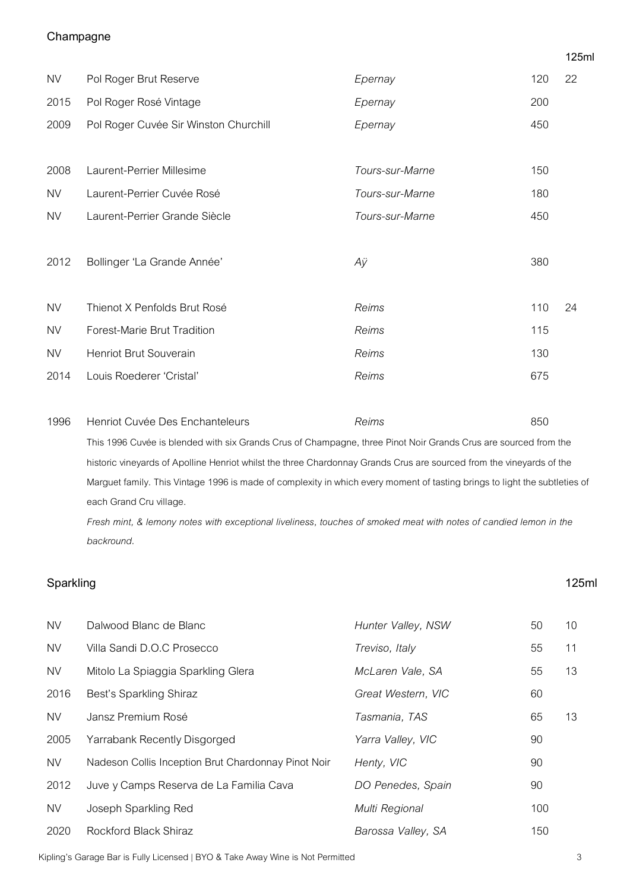## Champagne

| | | | | 125ml |
|---|---|---|---|---|
| NV | Pol Roger Brut Reserve | *Epernay* | 120 | 22 |
| 2015 | Pol Roger Rosé Vintage | *Epernay* | 200 | |
| 2009 | Pol Roger Cuvée Sir Winston Churchill | *Epernay* | 450 | |
| 2008 | Laurent-Perrier Millesime | *Tours-sur-Marne* | 150 | |
| NV | Laurent-Perrier Cuvée Rosé | *Tours-sur-Marne* | 180 | |
| NV | Laurent-Perrier Grande Siècle | *Tours-sur-Marne* | 450 | |
| 2012 | Bollinger 'La Grande Année' | *Aÿ* | 380 | |
| NV | Thienot X Penfolds Brut Rosé | *Reims* | 110 | 24 |
| NV | Forest-Marie Brut Tradition | *Reims* | 115 | |
| NV | Henriot Brut Souverain | *Reims* | 130 | |
| 2014 | Louis Roederer 'Cristal' | *Reims* | 675 | |
| 1996 | Henriot Cuvée Des Enchanteleurs | *Reims* | 850 | |

This 1996 Cuvée is blended with six Grands Crus of Champagne, three Pinot Noir Grands Crus are sourced from the historic vineyards of Apolline Henriot whilst the three Chardonnay Grands Crus are sourced from the vineyards of the Marguet family. This Vintage 1996 is made of complexity in which every moment of tasting brings to light the subtleties of each Grand Cru village.

*Fresh mint, & lemony notes with exceptional liveliness, touches of smoked meat with notes of candied lemon in the backround.*

## Sparkling

| | | | | 125ml |
|---|---|---|---|---|
| NV | Dalwood Blanc de Blanc | *Hunter Valley, NSW* | 50 | 10 |
| NV | Villa Sandi D.O.C Prosecco | *Treviso, Italy* | 55 | 11 |
| NV | Mitolo La Spiaggia Sparkling Glera | *McLaren Vale, SA* | 55 | 13 |
| 2016 | Best's Sparkling Shiraz | *Great Western, VIC* | 60 | |
| NV | Jansz Premium Rosé | *Tasmania, TAS* | 65 | 13 |
| 2005 | Yarrabank Recently Disgorged | *Yarra Valley, VIC* | 90 | |
| NV | Nadeson Collis Inception Brut Chardonnay Pinot Noir | *Henty, VIC* | 90 | |
| 2012 | Juve y Camps Reserva de La Familia Cava | *DO Penedes, Spain* | 90 | |
| NV | Joseph Sparkling Red | *Multi Regional* | 100 | |
| 2020 | Rockford Black Shiraz | *Barossa Valley, SA* | 150 | |

Kipling's Garage Bar is Fully Licensed | BYO & Take Away Wine is Not Permitted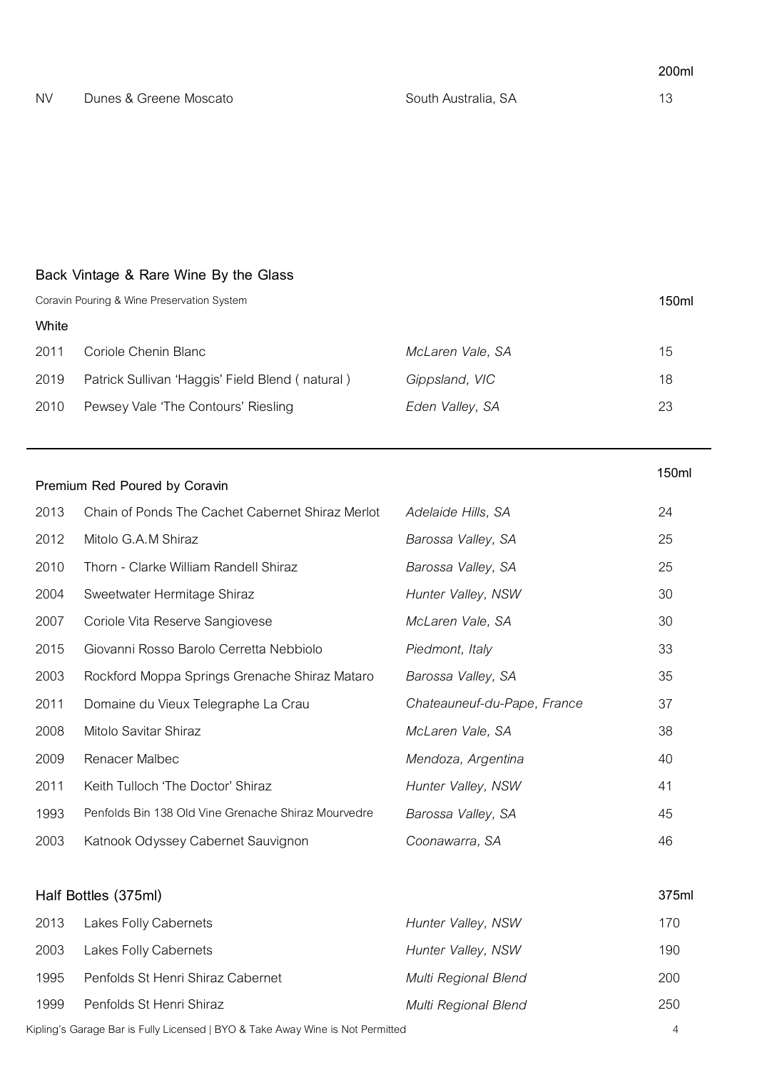| | | | 200ml |
|---|---|---|---|
| NV | Dunes & Greene Moscato | South Australia, SA | 13 |

## Back Vintage & Rare Wine By the Glass

Coravin Pouring & Wine Preservation System

| White | | | 150ml |
|---|---|---|---|
| 2011 | Coriole Chenin Blanc | *McLaren Vale, SA* | 15 |
| 2019 | Patrick Sullivan 'Haggis' Field Blend ( natural ) | *Gippsland, VIC* | 18 |
| 2010 | Pewsey Vale 'The Contours' Riesling | *Eden Valley, SA* | 23 |

## Premium Red Poured by Coravin

| | | | 150ml |
|---|---|---|---|
| 2013 | Chain of Ponds The Cachet Cabernet Shiraz Merlot | *Adelaide Hills, SA* | 24 |
| 2012 | Mitolo G.A.M Shiraz | *Barossa Valley, SA* | 25 |
| 2010 | Thorn - Clarke William Randell Shiraz | *Barossa Valley, SA* | 25 |
| 2004 | Sweetwater Hermitage Shiraz | *Hunter Valley, NSW* | 30 |
| 2007 | Coriole Vita Reserve Sangiovese | *McLaren Vale, SA* | 30 |
| 2015 | Giovanni Rosso Barolo Cerretta Nebbiolo | *Piedmont, Italy* | 33 |
| 2003 | Rockford Moppa Springs Grenache Shiraz Mataro | *Barossa Valley, SA* | 35 |
| 2011 | Domaine du Vieux Telegraphe La Crau | *Chateauneuf-du-Pape, France* | 37 |
| 2008 | Mitolo Savitar Shiraz | *McLaren Vale, SA* | 38 |
| 2009 | Renacer Malbec | *Mendoza, Argentina* | 40 |
| 2011 | Keith Tulloch 'The Doctor' Shiraz | *Hunter Valley, NSW* | 41 |
| 1993 | Penfolds Bin 138 Old Vine Grenache Shiraz Mourvedre | *Barossa Valley, SA* | 45 |
| 2003 | Katnook Odyssey Cabernet Sauvignon | *Coonawarra, SA* | 46 |

## Half Bottles (375ml)

| | | | 375ml |
|---|---|---|---|
| 2013 | Lakes Folly Cabernets | *Hunter Valley, NSW* | 170 |
| 2003 | Lakes Folly Cabernets | *Hunter Valley, NSW* | 190 |
| 1995 | Penfolds St Henri Shiraz Cabernet | *Multi Regional Blend* | 200 |
| 1999 | Penfolds St Henri Shiraz | *Multi Regional Blend* | 250 |

Kipling's Garage Bar is Fully Licensed | BYO & Take Away Wine is Not Permitted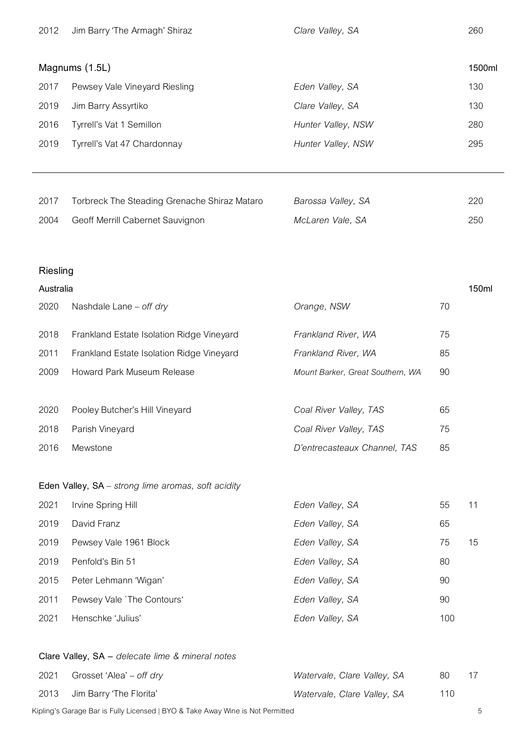| | | | | |
|---|---|---|---|---|
| 2012 | Jim Barry 'The Armagh' Shiraz | *Clare Valley, SA* | | 260 |

**Magnums (1.5L)**

| | | | | 1500ml |
|---|---|---|---|---|
| 2017 | Pewsey Vale Vineyard Riesling | *Eden Valley, SA* | | 130 |
| 2019 | Jim Barry Assyrtiko | *Clare Valley, SA* | | 130 |
| 2016 | Tyrrell's Vat 1 Semillon | *Hunter Valley, NSW* | | 280 |
| 2019 | Tyrrell's Vat 47 Chardonnay | *Hunter Valley, NSW* | | 295 |

---

| | | | | |
|---|---|---|---|---|
| 2017 | Torbreck The Steading Grenache Shiraz Mataro | *Barossa Valley, SA* | | 220 |
| 2004 | Geoff Merrill Cabernet Sauvignon | *McLaren Vale, SA* | | 250 |

## Riesling

### Australia

| | | | | 150ml |
|---|---|---|---|---|
| 2020 | Nashdale Lane – *off dry* | *Orange, NSW* | 70 | |
| 2018 | Frankland Estate Isolation Ridge Vineyard | *Frankland River, WA* | 75 | |
| 2011 | Frankland Estate Isolation Ridge Vineyard | *Frankland River, WA* | 85 | |
| 2009 | Howard Park Museum Release | *Mount Barker, Great Southern, WA* | 90 | |
| 2020 | Pooley Butcher's Hill Vineyard | *Coal River Valley, TAS* | 65 | |
| 2018 | Parish Vineyard | *Coal River Valley, TAS* | 75 | |
| 2016 | Mewstone | *D'entrecasteaux Channel, TAS* | 85 | |

### Eden Valley, SA – *strong lime aromas, soft acidity*

| | | | | |
|---|---|---|---|---|
| 2021 | Irvine Spring Hill | *Eden Valley, SA* | 55 | 11 |
| 2019 | David Franz | *Eden Valley, SA* | 65 | |
| 2019 | Pewsey Vale 1961 Block | *Eden Valley, SA* | 75 | 15 |
| 2019 | Penfold's Bin 51 | *Eden Valley, SA* | 80 | |
| 2015 | Peter Lehmann 'Wigan' | *Eden Valley, SA* | 90 | |
| 2011 | Pewsey Vale `The Contours' | *Eden Valley, SA* | 90 | |
| 2021 | Henschke 'Julius' | *Eden Valley, SA* | 100 | |

### Clare Valley, SA – *delecate lime & mineral notes*

| | | | | |
|---|---|---|---|---|
| 2021 | Grosset 'Alea' – *off dry* | *Watervale, Clare Valley, SA* | 80 | 17 |
| 2013 | Jim Barry 'The Florita' | *Watervale, Clare Valley, SA* | 110 | |

Kipling's Garage Bar is Fully Licensed | BYO & Take Away Wine is Not Permitted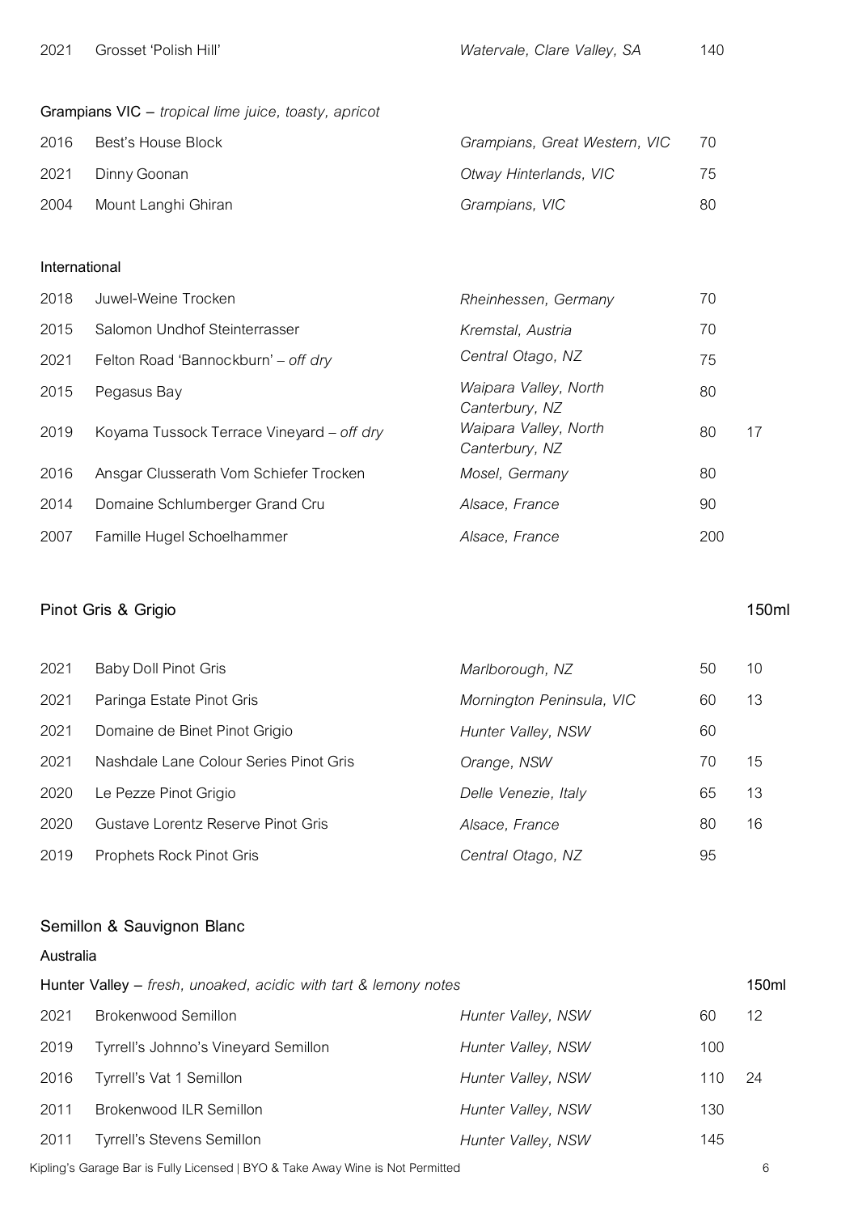| | | | | |
|---|---|---|---|---|
| 2021 | Grosset 'Polish Hill' | *Watervale, Clare Valley, SA* | 140 | |

**Grampians VIC** – *tropical lime juice, toasty, apricot*

| | | | | |
|---|---|---|---|---|
| 2016 | Best's House Block | *Grampians, Great Western, VIC* | 70 | |
| 2021 | Dinny Goonan | *Otway Hinterlands, VIC* | 75 | |
| 2004 | Mount Langhi Ghiran | *Grampians, VIC* | 80 | |

**International**

| | | | | |
|---|---|---|---|---|
| 2018 | Juwel-Weine Trocken | *Rheinhessen, Germany* | 70 | |
| 2015 | Salomon Undhof Steinterrasser | *Kremstal, Austria* | 70 | |
| 2021 | Felton Road 'Bannockburn' – *off dry* | *Central Otago, NZ* | 75 | |
| 2015 | Pegasus Bay | *Waipara Valley, North Canterbury, NZ* | 80 | |
| 2019 | Koyama Tussock Terrace Vineyard – *off dry* | *Waipara Valley, North Canterbury, NZ* | 80 | 17 |
| 2016 | Ansgar Clusserath Vom Schiefer Trocken | *Mosel, Germany* | 80 | |
| 2014 | Domaine Schlumberger Grand Cru | *Alsace, France* | 90 | |
| 2007 | Famille Hugel Schoelhammer | *Alsace, France* | 200 | |

## Pinot Gris & Grigio

| | | | | 150ml |
|---|---|---|---|---|
| 2021 | Baby Doll Pinot Gris | *Marlborough, NZ* | 50 | 10 |
| 2021 | Paringa Estate Pinot Gris | *Mornington Peninsula, VIC* | 60 | 13 |
| 2021 | Domaine de Binet Pinot Grigio | *Hunter Valley, NSW* | 60 | |
| 2021 | Nashdale Lane Colour Series Pinot Gris | *Orange, NSW* | 70 | 15 |
| 2020 | Le Pezze Pinot Grigio | *Delle Venezie, Italy* | 65 | 13 |
| 2020 | Gustave Lorentz Reserve Pinot Gris | *Alsace, France* | 80 | 16 |
| 2019 | Prophets Rock Pinot Gris | *Central Otago, NZ* | 95 | |

## Semillon & Sauvignon Blanc

**Australia**

**Hunter Valley** – *fresh, unoaked, acidic with tart & lemony notes*

| | | | | 150ml |
|---|---|---|---|---|
| 2021 | Brokenwood Semillon | *Hunter Valley, NSW* | 60 | 12 |
| 2019 | Tyrrell's Johnno's Vineyard Semillon | *Hunter Valley, NSW* | 100 | |
| 2016 | Tyrrell's Vat 1 Semillon | *Hunter Valley, NSW* | 110 | 24 |
| 2011 | Brokenwood ILR Semillon | *Hunter Valley, NSW* | 130 | |
| 2011 | Tyrrell's Stevens Semillon | *Hunter Valley, NSW* | 145 | |

Kipling's Garage Bar is Fully Licensed | BYO & Take Away Wine is Not Permitted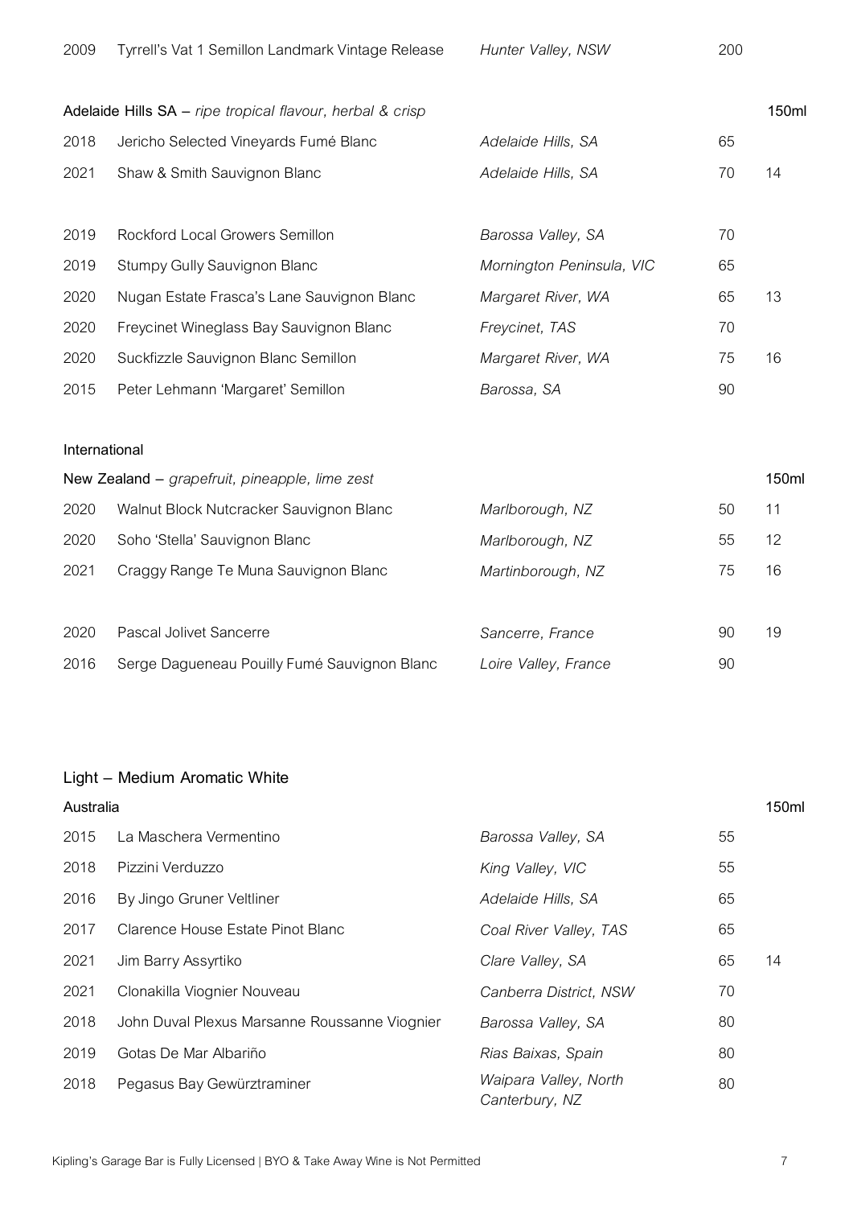| | | | | |
|---|---|---|---|---|
| 2009 | Tyrrell's Vat 1 Semillon Landmark Vintage Release | *Hunter Valley, NSW* | 200 | |

**Adelaide Hills SA** – *ripe tropical flavour, herbal & crisp*

| | | | | 150ml |
|---|---|---|---|---|
| 2018 | Jericho Selected Vineyards Fumé Blanc | *Adelaide Hills, SA* | 65 | |
| 2021 | Shaw & Smith Sauvignon Blanc | *Adelaide Hills, SA* | 70 | 14 |

| | | | | |
|---|---|---|---|---|
| 2019 | Rockford Local Growers Semillon | *Barossa Valley, SA* | 70 | |
| 2019 | Stumpy Gully Sauvignon Blanc | *Mornington Peninsula, VIC* | 65 | |
| 2020 | Nugan Estate Frasca's Lane Sauvignon Blanc | *Margaret River, WA* | 65 | 13 |
| 2020 | Freycinet Wineglass Bay Sauvignon Blanc | *Freycinet, TAS* | 70 | |
| 2020 | Suckfizzle Sauvignon Blanc Semillon | *Margaret River, WA* | 75 | 16 |
| 2015 | Peter Lehmann 'Margaret' Semillon | *Barossa, SA* | 90 | |

### International

**New Zealand** – *grapefruit, pineapple, lime zest*

| | | | | 150ml |
|---|---|---|---|---|
| 2020 | Walnut Block Nutcracker Sauvignon Blanc | *Marlborough, NZ* | 50 | 11 |
| 2020 | Soho 'Stella' Sauvignon Blanc | *Marlborough, NZ* | 55 | 12 |
| 2021 | Craggy Range Te Muna Sauvignon Blanc | *Martinborough, NZ* | 75 | 16 |

| | | | | |
|---|---|---|---|---|
| 2020 | Pascal Jolivet Sancerre | *Sancerre, France* | 90 | 19 |
| 2016 | Serge Dagueneau Pouilly Fumé Sauvignon Blanc | *Loire Valley, France* | 90 | |

## Light – Medium Aromatic White

### Australia

| | | | | 150ml |
|---|---|---|---|---|
| 2015 | La Maschera Vermentino | *Barossa Valley, SA* | 55 | |
| 2018 | Pizzini Verduzzo | *King Valley, VIC* | 55 | |
| 2016 | By Jingo Gruner Veltliner | *Adelaide Hills, SA* | 65 | |
| 2017 | Clarence House Estate Pinot Blanc | *Coal River Valley, TAS* | 65 | |
| 2021 | Jim Barry Assyrtiko | *Clare Valley, SA* | 65 | 14 |
| 2021 | Clonakilla Viognier Nouveau | *Canberra District, NSW* | 70 | |
| 2018 | John Duval Plexus Marsanne Roussanne Viognier | *Barossa Valley, SA* | 80 | |
| 2019 | Gotas De Mar Albariño | *Rias Baixas, Spain* | 80 | |
| 2018 | Pegasus Bay Gewürztraminer | *Waipara Valley, North Canterbury, NZ* | 80 | |

Kipling's Garage Bar is Fully Licensed | BYO & Take Away Wine is Not Permitted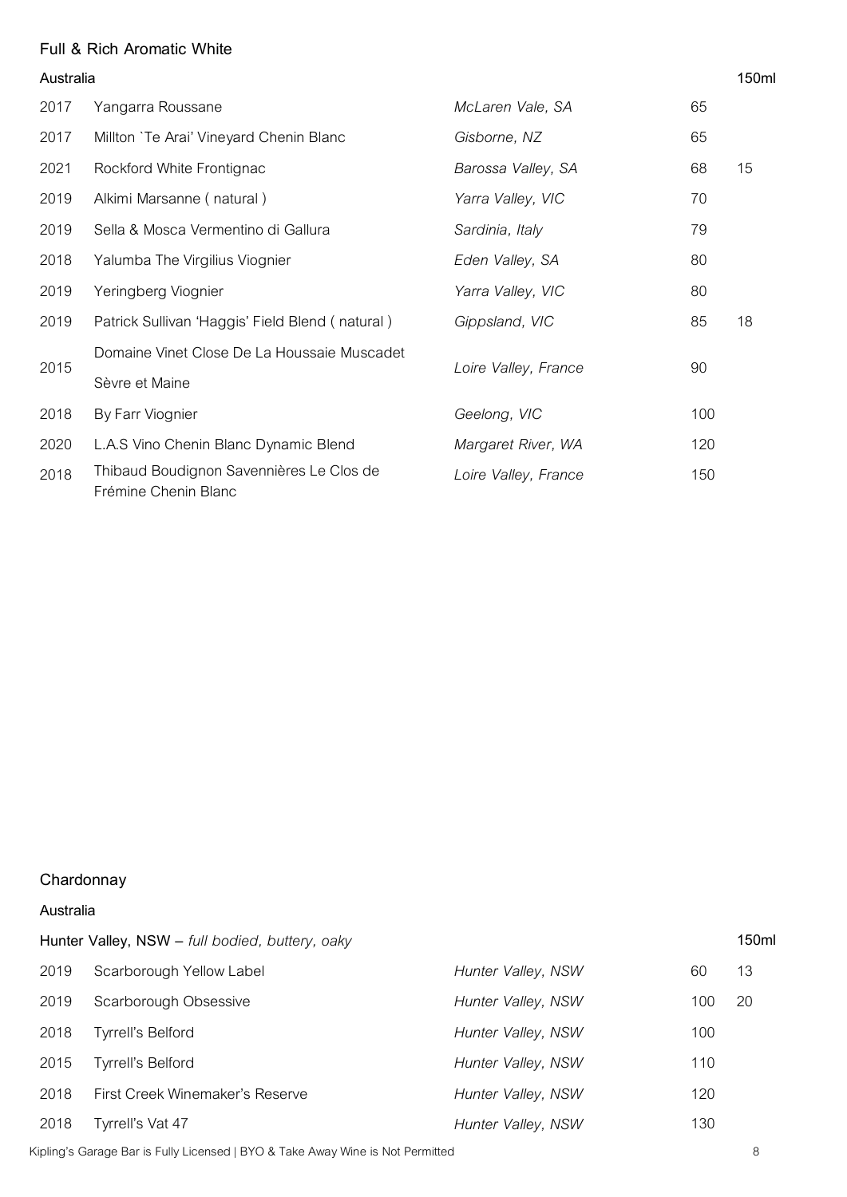## Full & Rich Aromatic White

| Australia | | | | 150ml |
|---|---|---|---|---|
| 2017 | Yangarra Roussane | *McLaren Vale, SA* | 65 | |
| 2017 | Millton `Te Arai' Vineyard Chenin Blanc | *Gisborne, NZ* | 65 | |
| 2021 | Rockford White Frontignac | *Barossa Valley, SA* | 68 | 15 |
| 2019 | Alkimi Marsanne ( natural ) | *Yarra Valley, VIC* | 70 | |
| 2019 | Sella & Mosca Vermentino di Gallura | *Sardinia, Italy* | 79 | |
| 2018 | Yalumba The Virgilius Viognier | *Eden Valley, SA* | 80 | |
| 2019 | Yeringberg Viognier | *Yarra Valley, VIC* | 80 | |
| 2019 | Patrick Sullivan 'Haggis' Field Blend ( natural ) | *Gippsland, VIC* | 85 | 18 |
| 2015 | Domaine Vinet Close De La Houssaie Muscadet Sèvre et Maine | *Loire Valley, France* | 90 | |
| 2018 | By Farr Viognier | *Geelong, VIC* | 100 | |
| 2020 | L.A.S Vino Chenin Blanc Dynamic Blend | *Margaret River, WA* | 120 | |
| 2018 | Thibaud Boudignon Savennières Le Clos de Frémine Chenin Blanc | *Loire Valley, France* | 150 | |

## Chardonnay

### Australia

| Hunter Valley, NSW – *full bodied, buttery, oaky* | | | | 150ml |
|---|---|---|---|---|
| 2019 | Scarborough Yellow Label | *Hunter Valley, NSW* | 60 | 13 |
| 2019 | Scarborough Obsessive | *Hunter Valley, NSW* | 100 | 20 |
| 2018 | Tyrrell's Belford | *Hunter Valley, NSW* | 100 | |
| 2015 | Tyrrell's Belford | *Hunter Valley, NSW* | 110 | |
| 2018 | First Creek Winemaker's Reserve | *Hunter Valley, NSW* | 120 | |
| 2018 | Tyrrell's Vat 47 | *Hunter Valley, NSW* | 130 | |

Kipling's Garage Bar is Fully Licensed | BYO & Take Away Wine is Not Permitted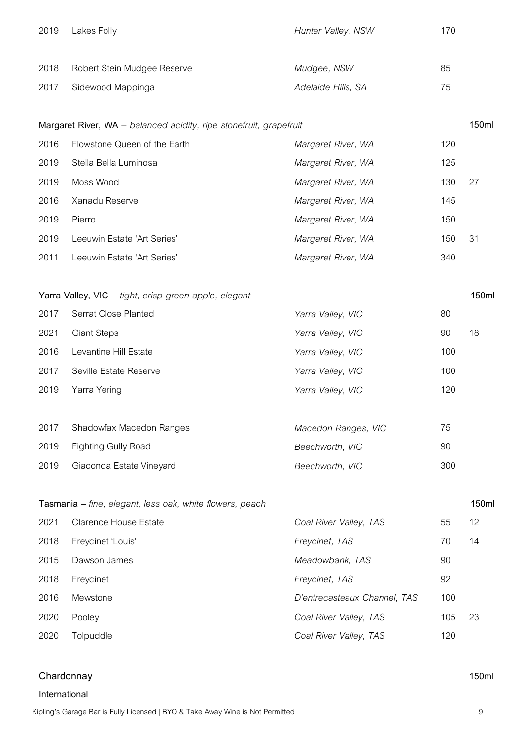| | | | | |
|---|---|---|---|---|
| 2019 | Lakes Folly | *Hunter Valley, NSW* | 170 | |
| | | | | |
| 2018 | Robert Stein Mudgee Reserve | *Mudgee, NSW* | 85 | |
| 2017 | Sidewood Mappinga | *Adelaide Hills, SA* | 75 | |

**Margaret River, WA** – *balanced acidity, ripe stonefruit, grapefruit*

| | | | | 150ml |
|---|---|---|---|---|
| 2016 | Flowstone Queen of the Earth | *Margaret River, WA* | 120 | |
| 2019 | Stella Bella Luminosa | *Margaret River, WA* | 125 | |
| 2019 | Moss Wood | *Margaret River, WA* | 130 | 27 |
| 2016 | Xanadu Reserve | *Margaret River, WA* | 145 | |
| 2019 | Pierro | *Margaret River, WA* | 150 | |
| 2019 | Leeuwin Estate 'Art Series' | *Margaret River, WA* | 150 | 31 |
| 2011 | Leeuwin Estate 'Art Series' | *Margaret River, WA* | 340 | |

**Yarra Valley, VIC** – *tight, crisp green apple, elegant*

| | | | | 150ml |
|---|---|---|---|---|
| 2017 | Serrat Close Planted | *Yarra Valley, VIC* | 80 | |
| 2021 | Giant Steps | *Yarra Valley, VIC* | 90 | 18 |
| 2016 | Levantine Hill Estate | *Yarra Valley, VIC* | 100 | |
| 2017 | Seville Estate Reserve | *Yarra Valley, VIC* | 100 | |
| 2019 | Yarra Yering | *Yarra Valley, VIC* | 120 | |
| | | | | |
| 2017 | Shadowfax Macedon Ranges | *Macedon Ranges, VIC* | 75 | |
| 2019 | Fighting Gully Road | *Beechworth, VIC* | 90 | |
| 2019 | Giaconda Estate Vineyard | *Beechworth, VIC* | 300 | |

**Tasmania** – *fine, elegant, less oak, white flowers, peach*

| | | | | 150ml |
|---|---|---|---|---|
| 2021 | Clarence House Estate | *Coal River Valley, TAS* | 55 | 12 |
| 2018 | Freycinet 'Louis' | *Freycinet, TAS* | 70 | 14 |
| 2015 | Dawson James | *Meadowbank, TAS* | 90 | |
| 2018 | Freycinet | *Freycinet, TAS* | 92 | |
| 2016 | Mewstone | *D'entrecasteaux Channel, TAS* | 100 | |
| 2020 | Pooley | *Coal River Valley, TAS* | 105 | 23 |
| 2020 | Tolpuddle | *Coal River Valley, TAS* | 120 | |

## Chardonnay

150ml

**International**

Kipling's Garage Bar is Fully Licensed | BYO & Take Away Wine is Not Permitted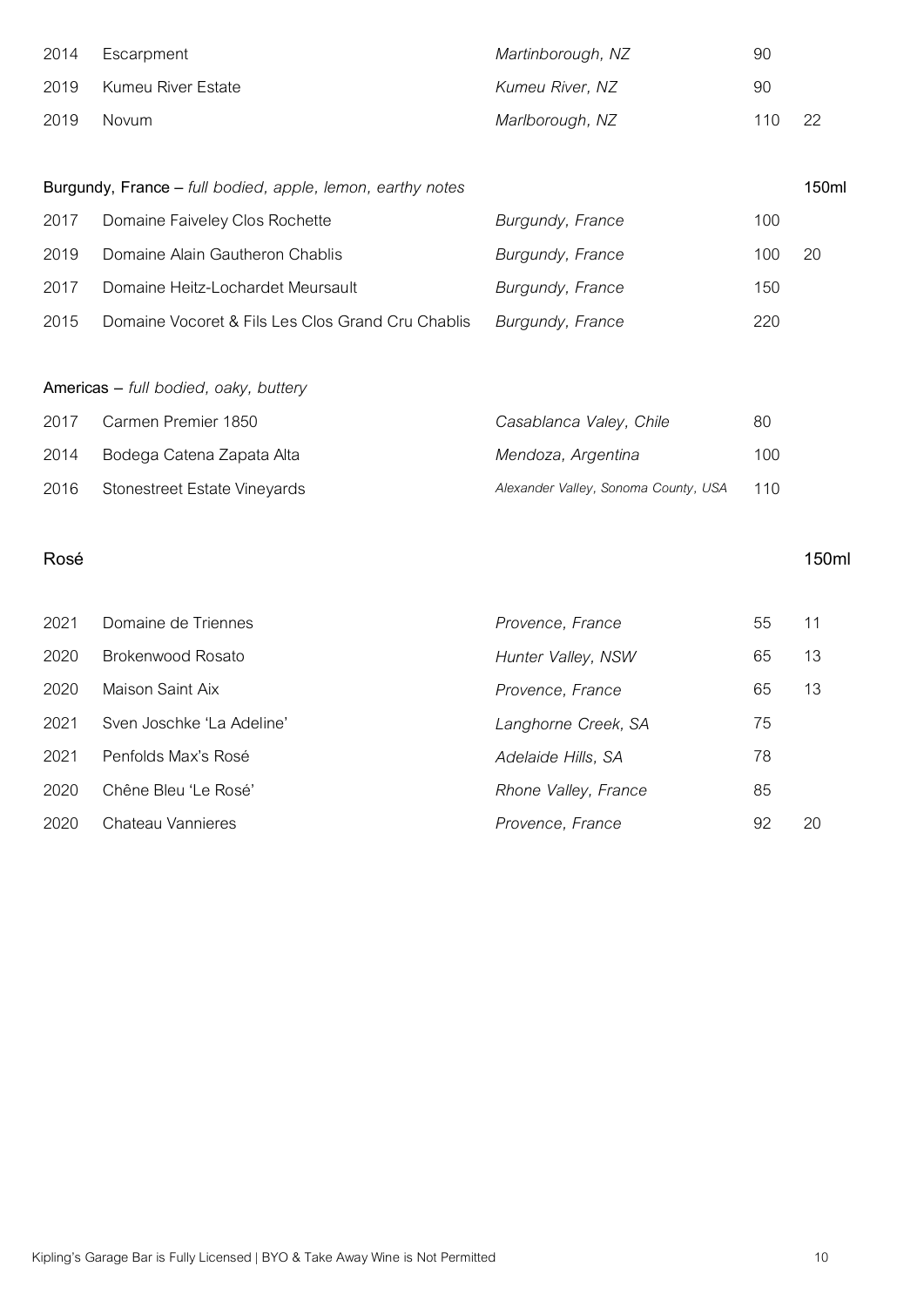| | | | | |
|---|---|---|---|---|
| 2014 | Escarpment | *Martinborough, NZ* | 90 | |
| 2019 | Kumeu River Estate | *Kumeu River, NZ* | 90 | |
| 2019 | Novum | *Marlborough, NZ* | 110 | 22 |

**Burgundy, France** – *full bodied, apple, lemon, earthy notes*

| | | | | 150ml |
|---|---|---|---|---|
| 2017 | Domaine Faiveley Clos Rochette | *Burgundy, France* | 100 | |
| 2019 | Domaine Alain Gautheron Chablis | *Burgundy, France* | 100 | 20 |
| 2017 | Domaine Heitz-Lochardet Meursault | *Burgundy, France* | 150 | |
| 2015 | Domaine Vocoret & Fils Les Clos Grand Cru Chablis | *Burgundy, France* | 220 | |

**Americas** – *full bodied, oaky, buttery*

| | | | | |
|---|---|---|---|---|
| 2017 | Carmen Premier 1850 | *Casablanca Valey, Chile* | 80 | |
| 2014 | Bodega Catena Zapata Alta | *Mendoza, Argentina* | 100 | |
| 2016 | Stonestreet Estate Vineyards | *Alexander Valley, Sonoma County, USA* | 110 | |

## Rosé

| | | | | 150ml |
|---|---|---|---|---|
| 2021 | Domaine de Triennes | *Provence, France* | 55 | 11 |
| 2020 | Brokenwood Rosato | *Hunter Valley, NSW* | 65 | 13 |
| 2020 | Maison Saint Aix | *Provence, France* | 65 | 13 |
| 2021 | Sven Joschke 'La Adeline' | *Langhorne Creek, SA* | 75 | |
| 2021 | Penfolds Max's Rosé | *Adelaide Hills, SA* | 78 | |
| 2020 | Chêne Bleu 'Le Rosé' | *Rhone Valley, France* | 85 | |
| 2020 | Chateau Vannieres | *Provence, France* | 92 | 20 |

Kipling's Garage Bar is Fully Licensed | BYO & Take Away Wine is Not Permitted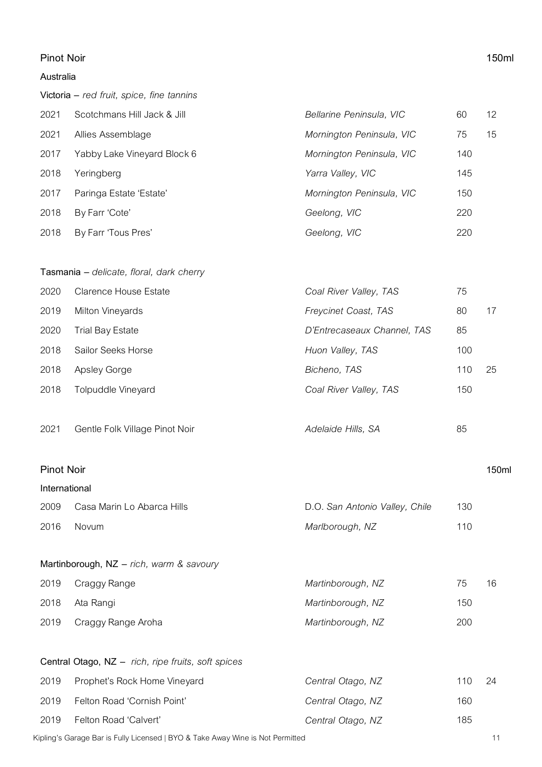## Pinot Noir

150ml

### Australia

**Victoria** – *red fruit, spice, fine tannins*

| Year | Wine | Region | Bottle | 150ml |
|---|---|---|---|---|
| 2021 | Scotchmans Hill Jack & Jill | *Bellarine Peninsula, VIC* | 60 | 12 |
| 2021 | Allies Assemblage | *Mornington Peninsula, VIC* | 75 | 15 |
| 2017 | Yabby Lake Vineyard Block 6 | *Mornington Peninsula, VIC* | 140 | |
| 2018 | Yeringberg | *Yarra Valley, VIC* | 145 | |
| 2017 | Paringa Estate 'Estate' | *Mornington Peninsula, VIC* | 150 | |
| 2018 | By Farr 'Cote' | *Geelong, VIC* | 220 | |
| 2018 | By Farr 'Tous Pres' | *Geelong, VIC* | 220 | |

**Tasmania** – *delicate, floral, dark cherry*

| Year | Wine | Region | Bottle | 150ml |
|---|---|---|---|---|
| 2020 | Clarence House Estate | *Coal River Valley, TAS* | 75 | |
| 2019 | Milton Vineyards | *Freycinet Coast, TAS* | 80 | 17 |
| 2020 | Trial Bay Estate | *D'Entrecaseaux Channel, TAS* | 85 | |
| 2018 | Sailor Seeks Horse | *Huon Valley, TAS* | 100 | |
| 2018 | Apsley Gorge | *Bicheno, TAS* | 110 | 25 |
| 2018 | Tolpuddle Vineyard | *Coal River Valley, TAS* | 150 | |

| Year | Wine | Region | Bottle | 150ml |
|---|---|---|---|---|
| 2021 | Gentle Folk Village Pinot Noir | *Adelaide Hills, SA* | 85 | |

## Pinot Noir

150ml

### International

| Year | Wine | Region | Bottle | 150ml |
|---|---|---|---|---|
| 2009 | Casa Marin Lo Abarca Hills | D.O. *San Antonio Valley, Chile* | 130 | |
| 2016 | Novum | *Marlborough, NZ* | 110 | |

**Martinborough, NZ** – *rich, warm & savoury*

| Year | Wine | Region | Bottle | 150ml |
|---|---|---|---|---|
| 2019 | Craggy Range | *Martinborough, NZ* | 75 | 16 |
| 2018 | Ata Rangi | *Martinborough, NZ* | 150 | |
| 2019 | Craggy Range Aroha | *Martinborough, NZ* | 200 | |

**Central Otago, NZ** – *rich, ripe fruits, soft spices*

| Year | Wine | Region | Bottle | 150ml |
|---|---|---|---|---|
| 2019 | Prophet's Rock Home Vineyard | *Central Otago, NZ* | 110 | 24 |
| 2019 | Felton Road 'Cornish Point' | *Central Otago, NZ* | 160 | |
| 2019 | Felton Road 'Calvert' | *Central Otago, NZ* | 185 | |

Kipling's Garage Bar is Fully Licensed | BYO & Take Away Wine is Not Permitted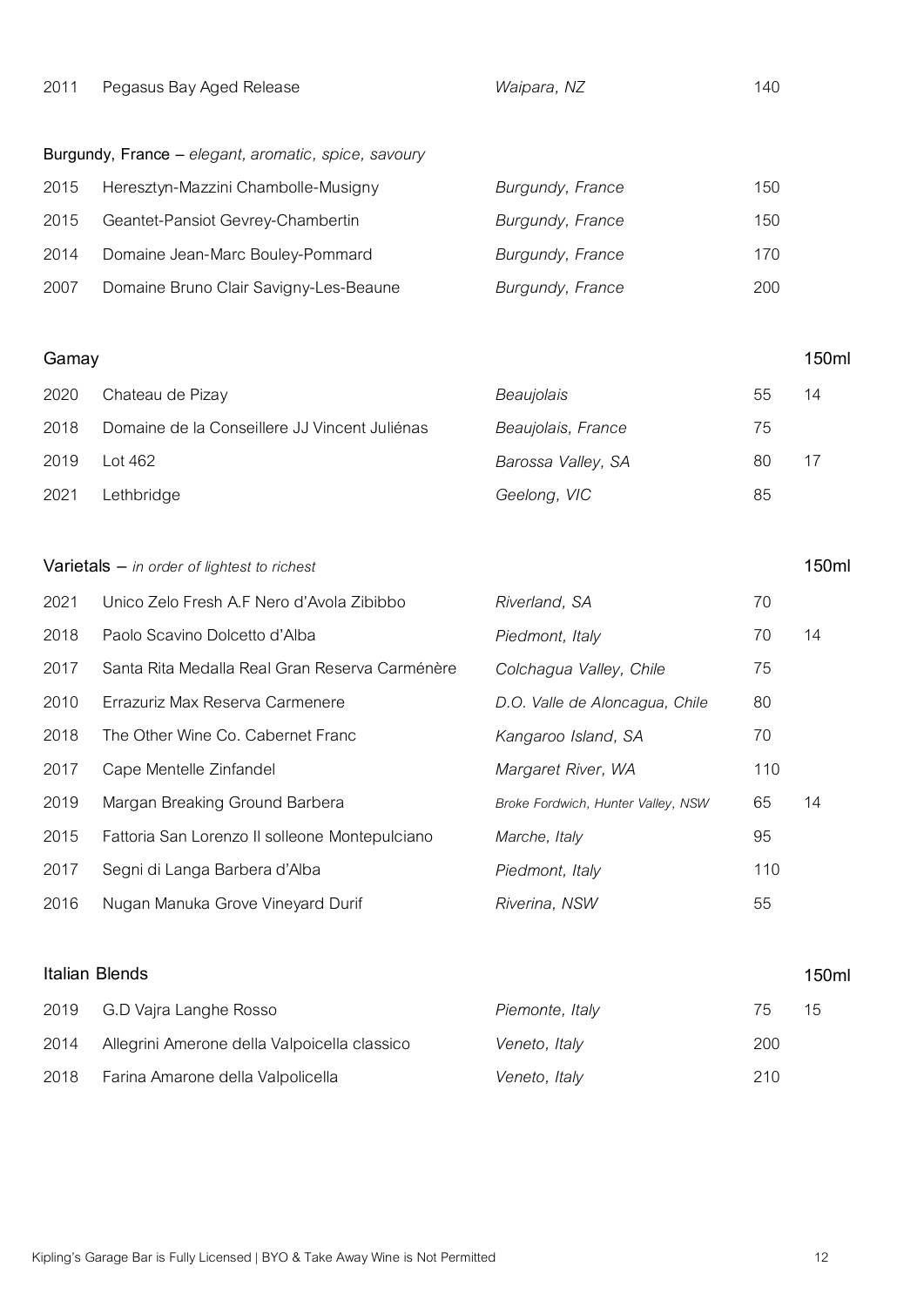| | | | | |
|---|---|---|---|---|
| 2011 | Pegasus Bay Aged Release | *Waipara, NZ* | 140 | |

**Burgundy, France** – *elegant, aromatic, spice, savoury*

| | | | | |
|---|---|---|---|---|
| 2015 | Heresztyn-Mazzini Chambolle-Musigny | *Burgundy, France* | 150 | |
| 2015 | Geantet-Pansiot Gevrey-Chambertin | *Burgundy, France* | 150 | |
| 2014 | Domaine Jean-Marc Bouley-Pommard | *Burgundy, France* | 170 | |
| 2007 | Domaine Bruno Clair Savigny-Les-Beaune | *Burgundy, France* | 200 | |

## Gamay

| | | | | 150ml |
|---|---|---|---|---|
| 2020 | Chateau de Pizay | *Beaujolais* | 55 | 14 |
| 2018 | Domaine de la Conseillere JJ Vincent Juliénas | *Beaujolais, France* | 75 | |
| 2019 | Lot 462 | *Barossa Valley, SA* | 80 | 17 |
| 2021 | Lethbridge | *Geelong, VIC* | 85 | |

## Varietals – *in order of lightest to richest*

| | | | | 150ml |
|---|---|---|---|---|
| 2021 | Unico Zelo Fresh A.F Nero d'Avola Zibibbo | *Riverland, SA* | 70 | |
| 2018 | Paolo Scavino Dolcetto d'Alba | *Piedmont, Italy* | 70 | 14 |
| 2017 | Santa Rita Medalla Real Gran Reserva Carménère | *Colchagua Valley, Chile* | 75 | |
| 2010 | Errazuriz Max Reserva Carmenere | *D.O. Valle de Aloncagua, Chile* | 80 | |
| 2018 | The Other Wine Co. Cabernet Franc | *Kangaroo Island, SA* | 70 | |
| 2017 | Cape Mentelle Zinfandel | *Margaret River, WA* | 110 | |
| 2019 | Margan Breaking Ground Barbera | *Broke Fordwich, Hunter Valley, NSW* | 65 | 14 |
| 2015 | Fattoria San Lorenzo Il solleone Montepulciano | *Marche, Italy* | 95 | |
| 2017 | Segni di Langa Barbera d'Alba | *Piedmont, Italy* | 110 | |
| 2016 | Nugan Manuka Grove Vineyard Durif | *Riverina, NSW* | 55 | |

## Italian Blends

| | | | | 150ml |
|---|---|---|---|---|
| 2019 | G.D Vajra Langhe Rosso | *Piemonte, Italy* | 75 | 15 |
| 2014 | Allegrini Amerone della Valpoicella classico | *Veneto, Italy* | 200 | |
| 2018 | Farina Amarone della Valpolicella | *Veneto, Italy* | 210 | |

Kipling's Garage Bar is Fully Licensed | BYO & Take Away Wine is Not Permitted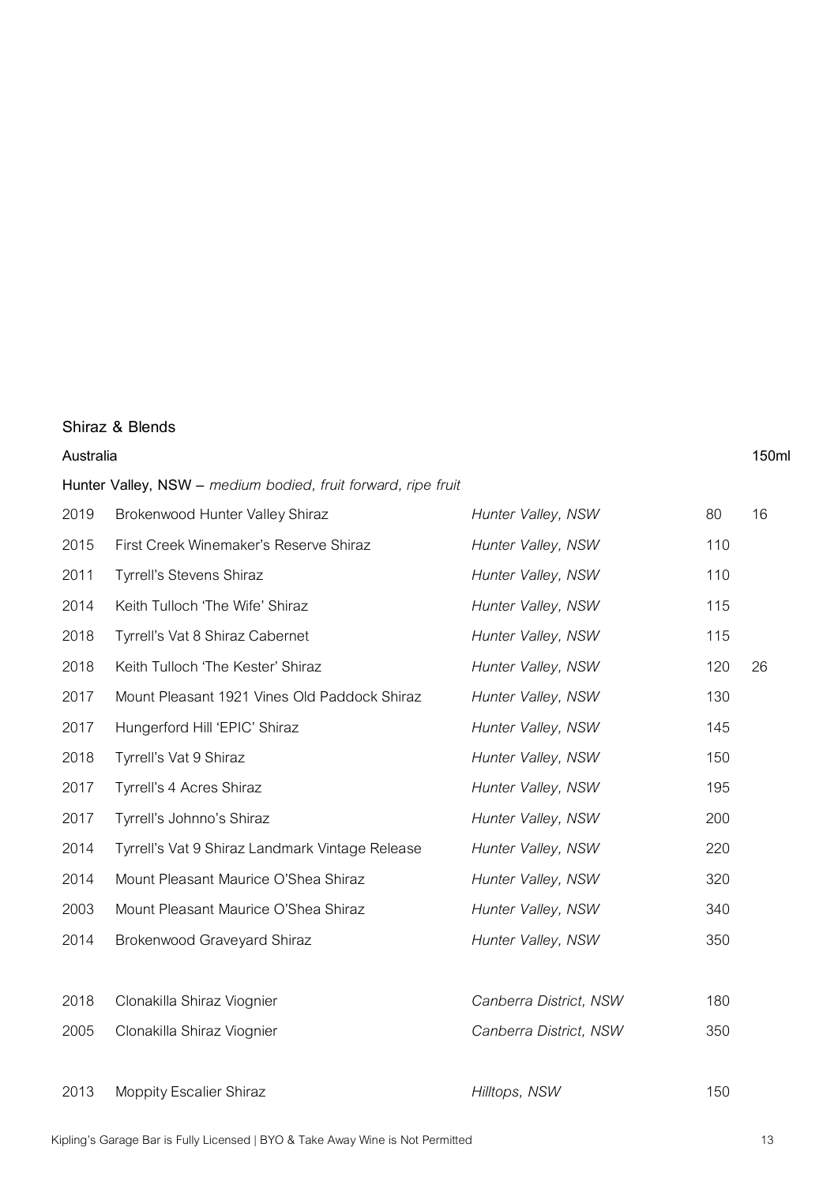## Shiraz & Blends

### Australia

**Hunter Valley, NSW –** *medium bodied, fruit forward, ripe fruit*

| Vintage | Wine | Region | Bottle | 150ml |
|---|---|---|---|---|
| 2019 | Brokenwood Hunter Valley Shiraz | *Hunter Valley, NSW* | 80 | 16 |
| 2015 | First Creek Winemaker's Reserve Shiraz | *Hunter Valley, NSW* | 110 | |
| 2011 | Tyrrell's Stevens Shiraz | *Hunter Valley, NSW* | 110 | |
| 2014 | Keith Tulloch 'The Wife' Shiraz | *Hunter Valley, NSW* | 115 | |
| 2018 | Tyrrell's Vat 8 Shiraz Cabernet | *Hunter Valley, NSW* | 115 | |
| 2018 | Keith Tulloch 'The Kester' Shiraz | *Hunter Valley, NSW* | 120 | 26 |
| 2017 | Mount Pleasant 1921 Vines Old Paddock Shiraz | *Hunter Valley, NSW* | 130 | |
| 2017 | Hungerford Hill 'EPIC' Shiraz | *Hunter Valley, NSW* | 145 | |
| 2018 | Tyrrell's Vat 9 Shiraz | *Hunter Valley, NSW* | 150 | |
| 2017 | Tyrrell's 4 Acres Shiraz | *Hunter Valley, NSW* | 195 | |
| 2017 | Tyrrell's Johnno's Shiraz | *Hunter Valley, NSW* | 200 | |
| 2014 | Tyrrell's Vat 9 Shiraz Landmark Vintage Release | *Hunter Valley, NSW* | 220 | |
| 2014 | Mount Pleasant Maurice O'Shea Shiraz | *Hunter Valley, NSW* | 320 | |
| 2003 | Mount Pleasant Maurice O'Shea Shiraz | *Hunter Valley, NSW* | 340 | |
| 2014 | Brokenwood Graveyard Shiraz | *Hunter Valley, NSW* | 350 | |
| | | | | |
| 2018 | Clonakilla Shiraz Viognier | *Canberra District, NSW* | 180 | |
| 2005 | Clonakilla Shiraz Viognier | *Canberra District, NSW* | 350 | |
| | | | | |
| 2013 | Moppity Escalier Shiraz | *Hilltops, NSW* | 150 | |

Kipling's Garage Bar is Fully Licensed | BYO & Take Away Wine is Not Permitted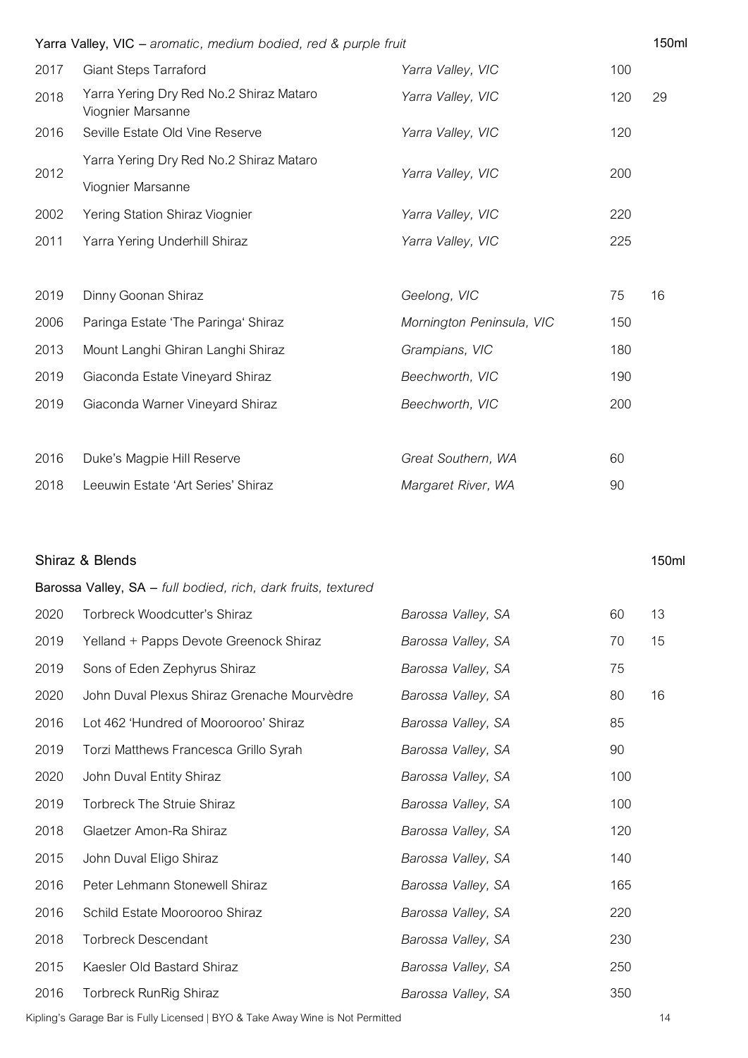**Yarra Valley, VIC** – *aromatic, medium bodied, red & purple fruit*

| | | | | 150ml |
|---|---|---|---|---|
| 2017 | Giant Steps Tarraford | *Yarra Valley, VIC* | 100 | |
| 2018 | Yarra Yering Dry Red No.2 Shiraz Mataro Viognier Marsanne | *Yarra Valley, VIC* | 120 | 29 |
| 2016 | Seville Estate Old Vine Reserve | *Yarra Valley, VIC* | 120 | |
| 2012 | Yarra Yering Dry Red No.2 Shiraz Mataro Viognier Marsanne | *Yarra Valley, VIC* | 200 | |
| 2002 | Yering Station Shiraz Viognier | *Yarra Valley, VIC* | 220 | |
| 2011 | Yarra Yering Underhill Shiraz | *Yarra Valley, VIC* | 225 | |
| | | | | |
| 2019 | Dinny Goonan Shiraz | *Geelong, VIC* | 75 | 16 |
| 2006 | Paringa Estate 'The Paringa' Shiraz | *Mornington Peninsula, VIC* | 150 | |
| 2013 | Mount Langhi Ghiran Langhi Shiraz | *Grampians, VIC* | 180 | |
| 2019 | Giaconda Estate Vineyard Shiraz | *Beechworth, VIC* | 190 | |
| 2019 | Giaconda Warner Vineyard Shiraz | *Beechworth, VIC* | 200 | |
| | | | | |
| 2016 | Duke's Magpie Hill Reserve | *Great Southern, WA* | 60 | |
| 2018 | Leeuwin Estate 'Art Series' Shiraz | *Margaret River, WA* | 90 | |

## Shiraz & Blends

**Barossa Valley, SA** – *full bodied, rich, dark fruits, textured*

| | | | | 150ml |
|---|---|---|---|---|
| 2020 | Torbreck Woodcutter's Shiraz | *Barossa Valley, SA* | 60 | 13 |
| 2019 | Yelland + Papps Devote Greenock Shiraz | *Barossa Valley, SA* | 70 | 15 |
| 2019 | Sons of Eden Zephyrus Shiraz | *Barossa Valley, SA* | 75 | |
| 2020 | John Duval Plexus Shiraz Grenache Mourvèdre | *Barossa Valley, SA* | 80 | 16 |
| 2016 | Lot 462 'Hundred of Moorooroo' Shiraz | *Barossa Valley, SA* | 85 | |
| 2019 | Torzi Matthews Francesca Grillo Syrah | *Barossa Valley, SA* | 90 | |
| 2020 | John Duval Entity Shiraz | *Barossa Valley, SA* | 100 | |
| 2019 | Torbreck The Struie Shiraz | *Barossa Valley, SA* | 100 | |
| 2018 | Glaetzer Amon-Ra Shiraz | *Barossa Valley, SA* | 120 | |
| 2015 | John Duval Eligo Shiraz | *Barossa Valley, SA* | 140 | |
| 2016 | Peter Lehmann Stonewell Shiraz | *Barossa Valley, SA* | 165 | |
| 2016 | Schild Estate Moorooroo Shiraz | *Barossa Valley, SA* | 220 | |
| 2018 | Torbreck Descendant | *Barossa Valley, SA* | 230 | |
| 2015 | Kaesler Old Bastard Shiraz | *Barossa Valley, SA* | 250 | |
| 2016 | Torbreck RunRig Shiraz | *Barossa Valley, SA* | 350 | |

Kipling's Garage Bar is Fully Licensed | BYO & Take Away Wine is Not Permitted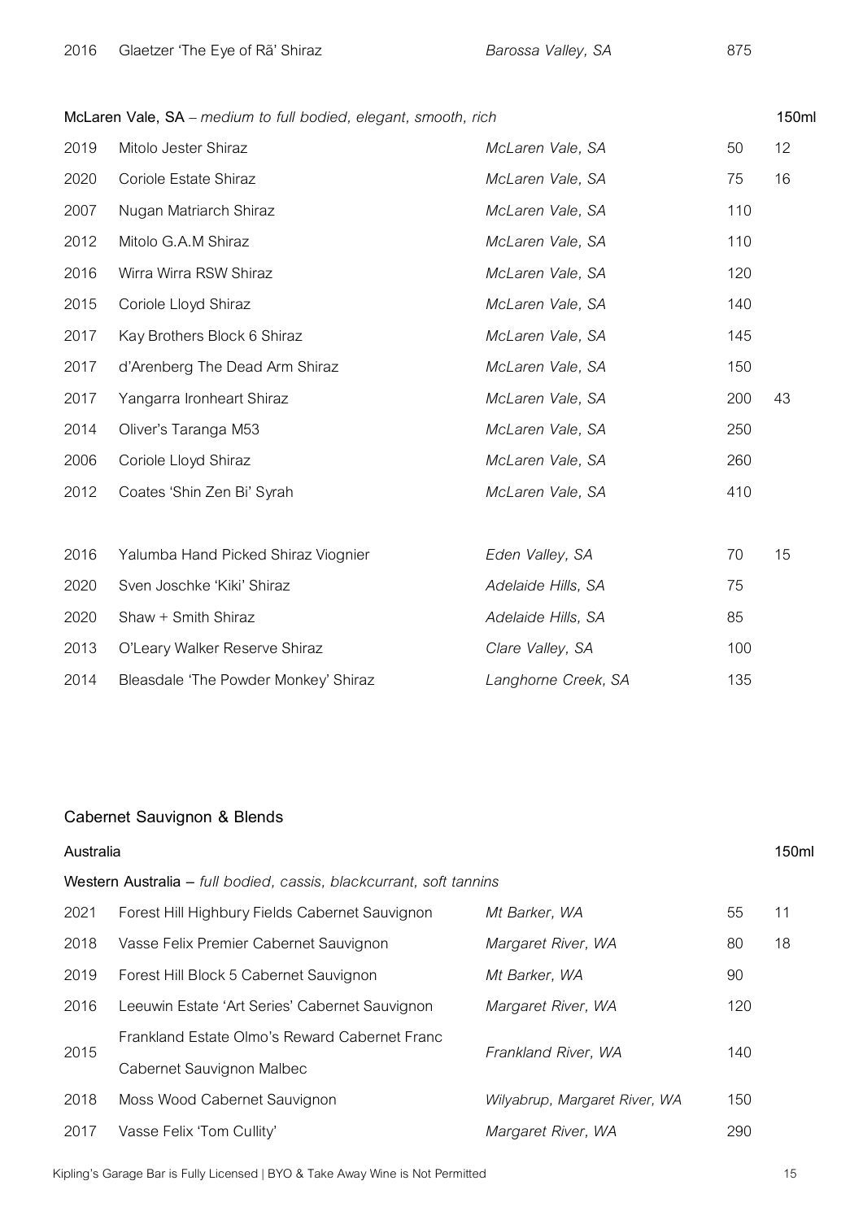| | | | | |
|---|---|---|---|---|
| 2016 | Glaetzer 'The Eye of Rā' Shiraz | *Barossa Valley, SA* | 875 | |

**McLaren Vale, SA** – *medium to full bodied, elegant, smooth, rich*

| | | | | 150ml |
|---|---|---|---|---|
| 2019 | Mitolo Jester Shiraz | *McLaren Vale, SA* | 50 | 12 |
| 2020 | Coriole Estate Shiraz | *McLaren Vale, SA* | 75 | 16 |
| 2007 | Nugan Matriarch Shiraz | *McLaren Vale, SA* | 110 | |
| 2012 | Mitolo G.A.M Shiraz | *McLaren Vale, SA* | 110 | |
| 2016 | Wirra Wirra RSW Shiraz | *McLaren Vale, SA* | 120 | |
| 2015 | Coriole Lloyd Shiraz | *McLaren Vale, SA* | 140 | |
| 2017 | Kay Brothers Block 6 Shiraz | *McLaren Vale, SA* | 145 | |
| 2017 | d'Arenberg The Dead Arm Shiraz | *McLaren Vale, SA* | 150 | |
| 2017 | Yangarra Ironheart Shiraz | *McLaren Vale, SA* | 200 | 43 |
| 2014 | Oliver's Taranga M53 | *McLaren Vale, SA* | 250 | |
| 2006 | Coriole Lloyd Shiraz | *McLaren Vale, SA* | 260 | |
| 2012 | Coates 'Shin Zen Bi' Syrah | *McLaren Vale, SA* | 410 | |

| | | | | |
|---|---|---|---|---|
| 2016 | Yalumba Hand Picked Shiraz Viognier | *Eden Valley, SA* | 70 | 15 |
| 2020 | Sven Joschke 'Kiki' Shiraz | *Adelaide Hills, SA* | 75 | |
| 2020 | Shaw + Smith Shiraz | *Adelaide Hills, SA* | 85 | |
| 2013 | O'Leary Walker Reserve Shiraz | *Clare Valley, SA* | 100 | |
| 2014 | Bleasdale 'The Powder Monkey' Shiraz | *Langhorne Creek, SA* | 135 | |

## Cabernet Sauvignon & Blends

**Australia**

**Western Australia** – *full bodied, cassis, blackcurrant, soft tannins*

| | | | | 150ml |
|---|---|---|---|---|
| 2021 | Forest Hill Highbury Fields Cabernet Sauvignon | *Mt Barker, WA* | 55 | 11 |
| 2018 | Vasse Felix Premier Cabernet Sauvignon | *Margaret River, WA* | 80 | 18 |
| 2019 | Forest Hill Block 5 Cabernet Sauvignon | *Mt Barker, WA* | 90 | |
| 2016 | Leeuwin Estate 'Art Series' Cabernet Sauvignon | *Margaret River, WA* | 120 | |
| 2015 | Frankland Estate Olmo's Reward Cabernet Franc Cabernet Sauvignon Malbec | *Frankland River, WA* | 140 | |
| 2018 | Moss Wood Cabernet Sauvignon | *Wilyabrup, Margaret River, WA* | 150 | |
| 2017 | Vasse Felix 'Tom Cullity' | *Margaret River, WA* | 290 | |

Kipling's Garage Bar is Fully Licensed | BYO & Take Away Wine is Not Permitted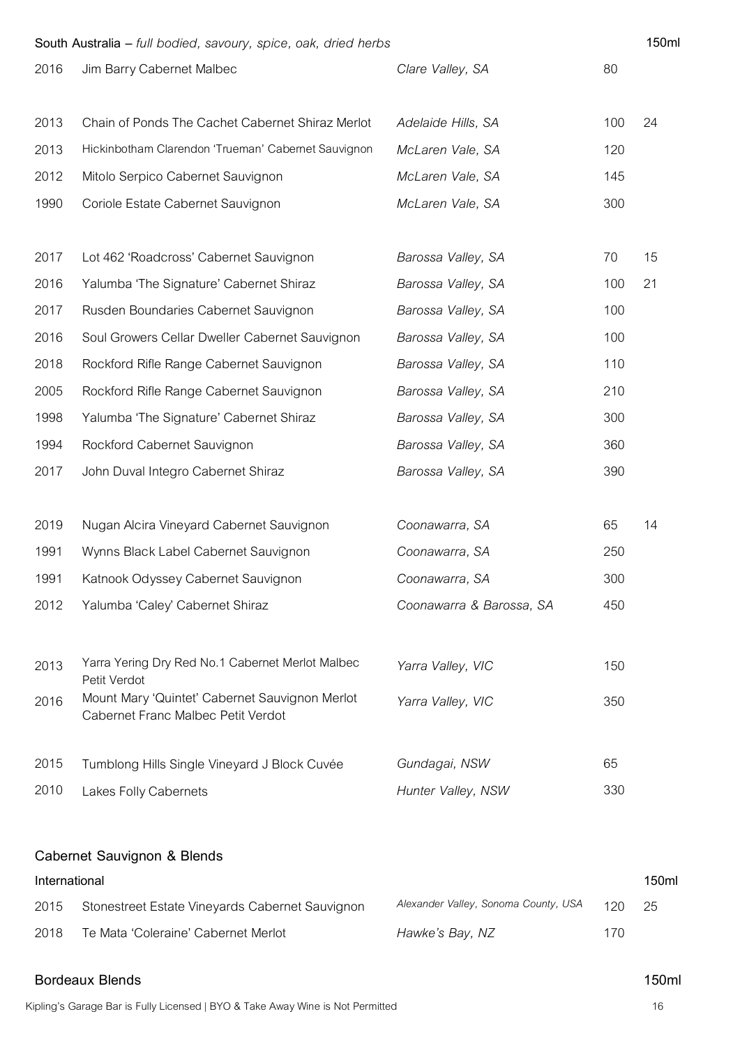## South Australia – *full bodied, savoury, spice, oak, dried herbs*

| Year | Wine | Region | Bottle | 150ml |
|---|---|---|---|---|
| 2016 | Jim Barry Cabernet Malbec | *Clare Valley, SA* | 80 | |
| | | | | |
| 2013 | Chain of Ponds The Cachet Cabernet Shiraz Merlot | *Adelaide Hills, SA* | 100 | 24 |
| 2013 | Hickinbotham Clarendon 'Trueman' Cabernet Sauvignon | *McLaren Vale, SA* | 120 | |
| 2012 | Mitolo Serpico Cabernet Sauvignon | *McLaren Vale, SA* | 145 | |
| 1990 | Coriole Estate Cabernet Sauvignon | *McLaren Vale, SA* | 300 | |
| | | | | |
| 2017 | Lot 462 'Roadcross' Cabernet Sauvignon | *Barossa Valley, SA* | 70 | 15 |
| 2016 | Yalumba 'The Signature' Cabernet Shiraz | *Barossa Valley, SA* | 100 | 21 |
| 2017 | Rusden Boundaries Cabernet Sauvignon | *Barossa Valley, SA* | 100 | |
| 2016 | Soul Growers Cellar Dweller Cabernet Sauvignon | *Barossa Valley, SA* | 100 | |
| 2018 | Rockford Rifle Range Cabernet Sauvignon | *Barossa Valley, SA* | 110 | |
| 2005 | Rockford Rifle Range Cabernet Sauvignon | *Barossa Valley, SA* | 210 | |
| 1998 | Yalumba 'The Signature' Cabernet Shiraz | *Barossa Valley, SA* | 300 | |
| 1994 | Rockford Cabernet Sauvignon | *Barossa Valley, SA* | 360 | |
| 2017 | John Duval Integro Cabernet Shiraz | *Barossa Valley, SA* | 390 | |
| | | | | |
| 2019 | Nugan Alcira Vineyard Cabernet Sauvignon | *Coonawarra, SA* | 65 | 14 |
| 1991 | Wynns Black Label Cabernet Sauvignon | *Coonawarra, SA* | 250 | |
| 1991 | Katnook Odyssey Cabernet Sauvignon | *Coonawarra, SA* | 300 | |
| 2012 | Yalumba 'Caley' Cabernet Shiraz | *Coonawarra & Barossa, SA* | 450 | |
| | | | | |
| 2013 | Yarra Yering Dry Red No.1 Cabernet Merlot Malbec Petit Verdot | *Yarra Valley, VIC* | 150 | |
| 2016 | Mount Mary 'Quintet' Cabernet Sauvignon Merlot Cabernet Franc Malbec Petit Verdot | *Yarra Valley, VIC* | 350 | |
| | | | | |
| 2015 | Tumblong Hills Single Vineyard J Block Cuvée | *Gundagai, NSW* | 65 | |
| 2010 | Lakes Folly Cabernets | *Hunter Valley, NSW* | 330 | |

## Cabernet Sauvignon & Blends

### International

| Year | Wine | Region | Bottle | 150ml |
|---|---|---|---|---|
| 2015 | Stonestreet Estate Vineyards Cabernet Sauvignon | *Alexander Valley, Sonoma County, USA* | 120 | 25 |
| 2018 | Te Mata 'Coleraine' Cabernet Merlot | *Hawke's Bay, NZ* | 170 | |

### Bordeaux Blends

150ml

Kipling's Garage Bar is Fully Licensed | BYO & Take Away Wine is Not Permitted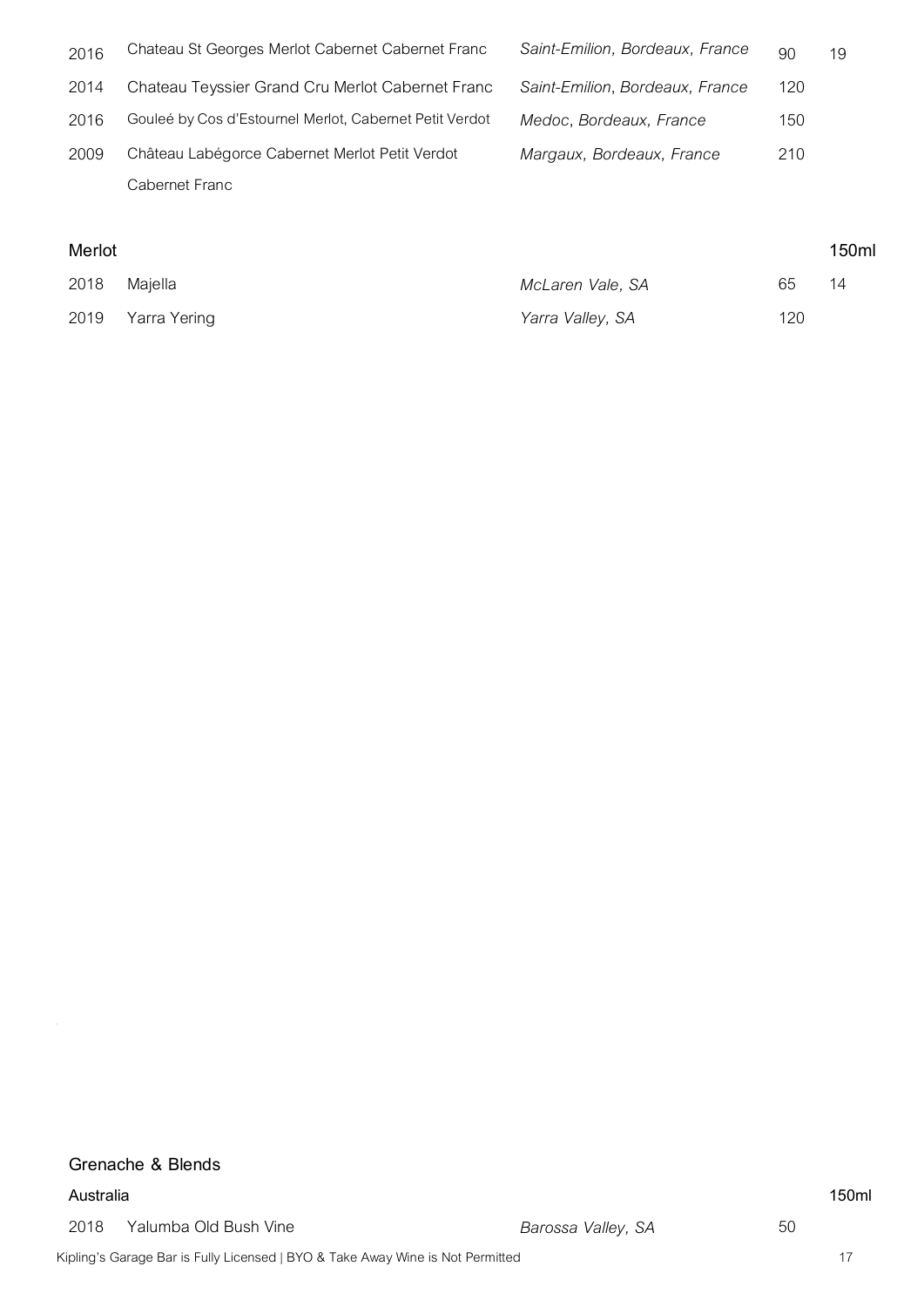| Year | Wine | Region | Bottle | 150ml |
|---|---|---|---|---|
| 2016 | Chateau St Georges Merlot Cabernet Cabernet Franc | *Saint-Emilion, Bordeaux, France* | 90 | 19 |
| 2014 | Chateau Teyssier Grand Cru Merlot Cabernet Franc | *Saint-Emilion, Bordeaux, France* | 120 | |
| 2016 | Gouleé by Cos d'Estournel Merlot, Cabernet Petit Verdot | *Medoc, Bordeaux, France* | 150 | |
| 2009 | Château Labégorce Cabernet Merlot Petit Verdot Cabernet Franc | *Margaux, Bordeaux, France* | 210 | |

## Merlot

| Year | Wine | Region | Bottle | 150ml |
|---|---|---|---|---|
| 2018 | Majella | *McLaren Vale, SA* | 65 | 14 |
| 2019 | Yarra Yering | *Yarra Valley, SA* | 120 | |

## Grenache & Blends

### Australia

| Year | Wine | Region | Bottle | 150ml |
|---|---|---|---|---|
| 2018 | Yalumba Old Bush Vine | *Barossa Valley, SA* | 50 | |

Kipling's Garage Bar is Fully Licensed | BYO & Take Away Wine is Not Permitted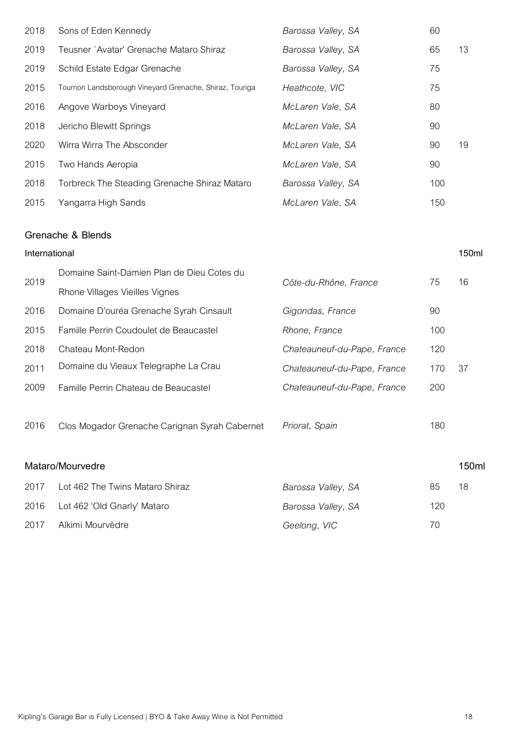| | | | | |
|---|---|---|---|---|
| 2018 | Sons of Eden Kennedy | *Barossa Valley, SA* | 60 | |
| 2019 | Teusner `Avatar' Grenache Mataro Shiraz | *Barossa Valley, SA* | 65 | 13 |
| 2019 | Schild Estate Edgar Grenache | *Barossa Valley, SA* | 75 | |
| 2015 | Tournon Landsborough Vineyard Grenache, Shiraz, Touriga | *Heathcote, VIC* | 75 | |
| 2016 | Angove Warboys Vineyard | *McLaren Vale, SA* | 80 | |
| 2018 | Jericho Blewitt Springs | *McLaren Vale, SA* | 90 | |
| 2020 | Wirra Wirra The Absconder | *McLaren Vale, SA* | 90 | 19 |
| 2015 | Two Hands Aeropia | *McLaren Vale, SA* | 90 | |
| 2018 | Torbreck The Steading Grenache Shiraz Mataro | *Barossa Valley, SA* | 100 | |
| 2015 | Yangarra High Sands | *McLaren Vale, SA* | 150 | |

## Grenache & Blends

### International

| | | | | 150ml |
|---|---|---|---|---|
| 2019 | Domaine Saint-Damien Plan de Dieu Cotes du Rhone Villages Vieilles Vignes | *Côte-du-Rhône, France* | 75 | 16 |
| 2016 | Domaine D'ouréa Grenache Syrah Cinsault | *Gigondas, France* | 90 | |
| 2015 | Famille Perrin Coudoulet de Beaucastel | *Rhone, France* | 100 | |
| 2018 | Chateau Mont-Redon | *Chateauneuf-du-Pape, France* | 120 | |
| 2011 | Domaine du Vieaux Telegraphe La Crau | *Chateauneuf-du-Pape, France* | 170 | 37 |
| 2009 | Famille Perrin Chateau de Beaucastel | *Chateauneuf-du-Pape, France* | 200 | |
| 2016 | Clos Mogador Grenache Carignan Syrah Cabernet | *Priorat, Spain* | 180 | |

## Mataro/Mourvedre

| | | | | 150ml |
|---|---|---|---|---|
| 2017 | Lot 462 The Twins Mataro Shiraz | *Barossa Valley, SA* | 85 | 18 |
| 2016 | Lot 462 'Old Gnarly' Mataro | *Barossa Valley, SA* | 120 | |
| 2017 | Alkimi Mourvèdre | *Geelong, VIC* | 70 | |

Kipling's Garage Bar is Fully Licensed | BYO & Take Away Wine is Not Permitted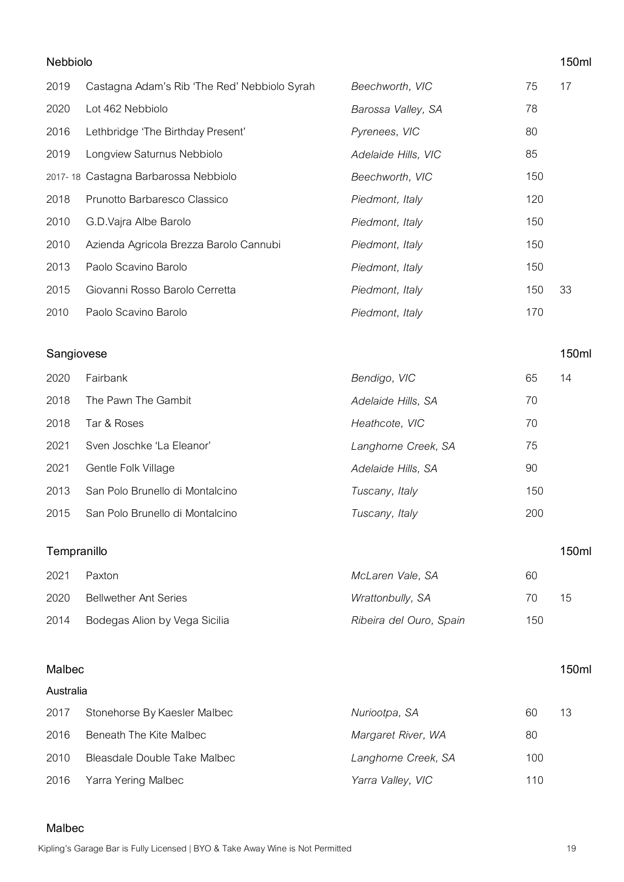## Nebbiolo

| Vintage | Wine | Region | Bottle | 150ml |
|---|---|---|---|---|
| 2019 | Castagna Adam's Rib 'The Red' Nebbiolo Syrah | *Beechworth, VIC* | 75 | 17 |
| 2020 | Lot 462 Nebbiolo | *Barossa Valley, SA* | 78 | |
| 2016 | Lethbridge 'The Birthday Present' | *Pyrenees, VIC* | 80 | |
| 2019 | Longview Saturnus Nebbiolo | *Adelaide Hills, VIC* | 85 | |
| 2017- 18 | Castagna Barbarossa Nebbiolo | *Beechworth, VIC* | 150 | |
| 2018 | Prunotto Barbaresco Classico | *Piedmont, Italy* | 120 | |
| 2010 | G.D.Vajra Albe Barolo | *Piedmont, Italy* | 150 | |
| 2010 | Azienda Agricola Brezza Barolo Cannubi | *Piedmont, Italy* | 150 | |
| 2013 | Paolo Scavino Barolo | *Piedmont, Italy* | 150 | |
| 2015 | Giovanni Rosso Barolo Cerretta | *Piedmont, Italy* | 150 | 33 |
| 2010 | Paolo Scavino Barolo | *Piedmont, Italy* | 170 | |

## Sangiovese

| Vintage | Wine | Region | Bottle | 150ml |
|---|---|---|---|---|
| 2020 | Fairbank | *Bendigo, VIC* | 65 | 14 |
| 2018 | The Pawn The Gambit | *Adelaide Hills, SA* | 70 | |
| 2018 | Tar & Roses | *Heathcote, VIC* | 70 | |
| 2021 | Sven Joschke 'La Eleanor' | *Langhorne Creek, SA* | 75 | |
| 2021 | Gentle Folk Village | *Adelaide Hills, SA* | 90 | |
| 2013 | San Polo Brunello di Montalcino | *Tuscany, Italy* | 150 | |
| 2015 | San Polo Brunello di Montalcino | *Tuscany, Italy* | 200 | |

## Tempranillo

| Vintage | Wine | Region | Bottle | 150ml |
|---|---|---|---|---|
| 2021 | Paxton | *McLaren Vale, SA* | 60 | |
| 2020 | Bellwether Ant Series | *Wrattonbully, SA* | 70 | 15 |
| 2014 | Bodegas Alion by Vega Sicilia | *Ribeira del Ouro, Spain* | 150 | |

## Malbec

### Australia

| Vintage | Wine | Region | Bottle | 150ml |
|---|---|---|---|---|
| 2017 | Stonehorse By Kaesler Malbec | *Nuriootpa, SA* | 60 | 13 |
| 2016 | Beneath The Kite Malbec | *Margaret River, WA* | 80 | |
| 2010 | Bleasdale Double Take Malbec | *Langhorne Creek, SA* | 100 | |
| 2016 | Yarra Yering Malbec | *Yarra Valley, VIC* | 110 | |

## Malbec

Kipling's Garage Bar is Fully Licensed | BYO & Take Away Wine is Not Permitted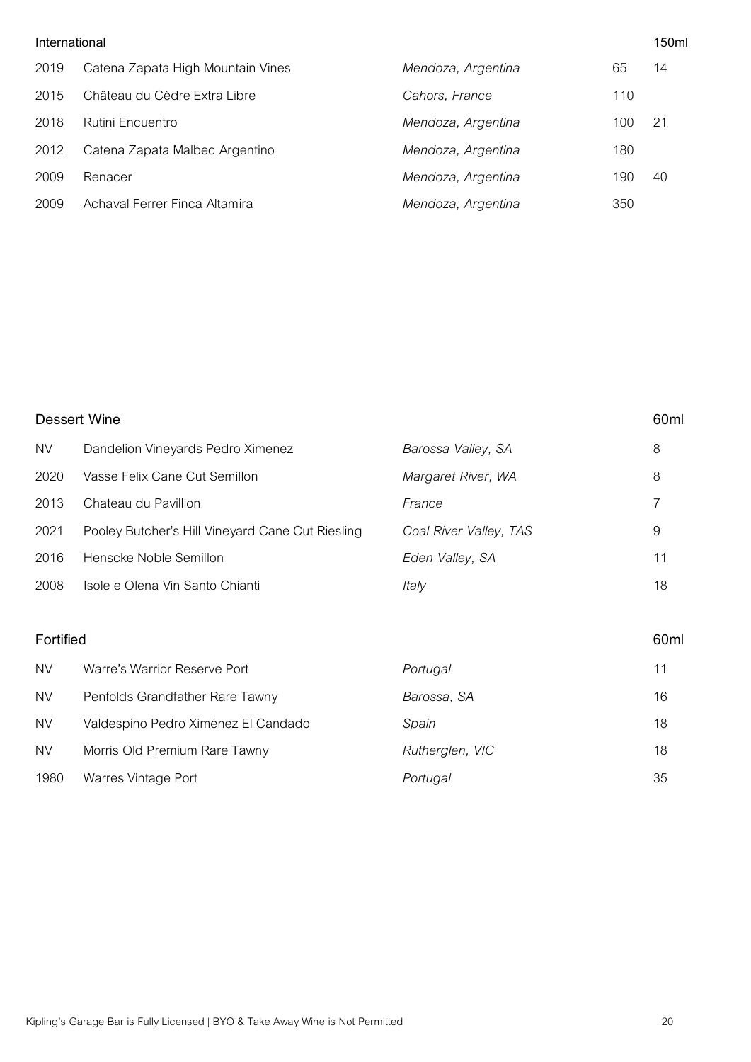## International

| | | | | 150ml |
|---|---|---|---|---|
| 2019 | Catena Zapata High Mountain Vines | *Mendoza, Argentina* | 65 | 14 |
| 2015 | Château du Cèdre Extra Libre | *Cahors, France* | 110 | |
| 2018 | Rutini Encuentro | *Mendoza, Argentina* | 100 | 21 |
| 2012 | Catena Zapata Malbec Argentino | *Mendoza, Argentina* | 180 | |
| 2009 | Renacer | *Mendoza, Argentina* | 190 | 40 |
| 2009 | Achaval Ferrer Finca Altamira | *Mendoza, Argentina* | 350 | |

## Dessert Wine

| | | | 60ml |
|---|---|---|---|
| NV | Dandelion Vineyards Pedro Ximenez | *Barossa Valley, SA* | 8 |
| 2020 | Vasse Felix Cane Cut Semillon | *Margaret River, WA* | 8 |
| 2013 | Chateau du Pavillion | *France* | 7 |
| 2021 | Pooley Butcher's Hill Vineyard Cane Cut Riesling | *Coal River Valley, TAS* | 9 |
| 2016 | Henscke Noble Semillon | *Eden Valley, SA* | 11 |
| 2008 | Isole e Olena Vin Santo Chianti | *Italy* | 18 |

## Fortified

| | | | 60ml |
|---|---|---|---|
| NV | Warre's Warrior Reserve Port | *Portugal* | 11 |
| NV | Penfolds Grandfather Rare Tawny | *Barossa, SA* | 16 |
| NV | Valdespino Pedro Ximénez El Candado | *Spain* | 18 |
| NV | Morris Old Premium Rare Tawny | *Rutherglen, VIC* | 18 |
| 1980 | Warres Vintage Port | *Portugal* | 35 |

Kipling's Garage Bar is Fully Licensed | BYO & Take Away Wine is Not Permitted